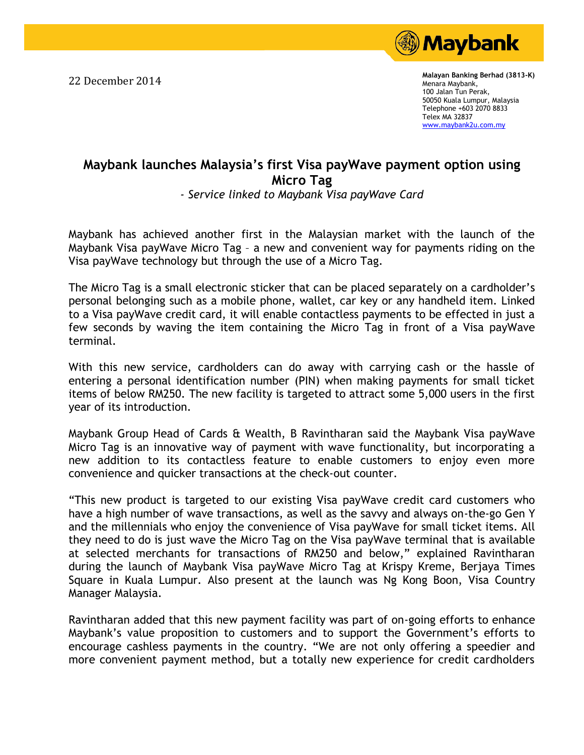22 December 2014

**Malayan Banking Berhad (3813-K)**
Menara Maybank,
100 Jalan Tun Perak,
50050 Kuala Lumpur, Malaysia
Telephone +603 2070 8833
Telex MA 32837
www.maybank2u.com.my

# Maybank launches Malaysia's first Visa payWave payment option using Micro Tag

*- Service linked to Maybank Visa payWave Card*

Maybank has achieved another first in the Malaysian market with the launch of the Maybank Visa payWave Micro Tag – a new and convenient way for payments riding on the Visa payWave technology but through the use of a Micro Tag.

The Micro Tag is a small electronic sticker that can be placed separately on a cardholder's personal belonging such as a mobile phone, wallet, car key or any handheld item. Linked to a Visa payWave credit card, it will enable contactless payments to be effected in just a few seconds by waving the item containing the Micro Tag in front of a Visa payWave terminal.

With this new service, cardholders can do away with carrying cash or the hassle of entering a personal identification number (PIN) when making payments for small ticket items of below RM250. The new facility is targeted to attract some 5,000 users in the first year of its introduction.

Maybank Group Head of Cards & Wealth, B Ravintharan said the Maybank Visa payWave Micro Tag is an innovative way of payment with wave functionality, but incorporating a new addition to its contactless feature to enable customers to enjoy even more convenience and quicker transactions at the check-out counter.

"This new product is targeted to our existing Visa payWave credit card customers who have a high number of wave transactions, as well as the savvy and always on-the-go Gen Y and the millennials who enjoy the convenience of Visa payWave for small ticket items. All they need to do is just wave the Micro Tag on the Visa payWave terminal that is available at selected merchants for transactions of RM250 and below," explained Ravintharan during the launch of Maybank Visa payWave Micro Tag at Krispy Kreme, Berjaya Times Square in Kuala Lumpur. Also present at the launch was Ng Kong Boon, Visa Country Manager Malaysia.

Ravintharan added that this new payment facility was part of on-going efforts to enhance Maybank's value proposition to customers and to support the Government's efforts to encourage cashless payments in the country. "We are not only offering a speedier and more convenient payment method, but a totally new experience for credit cardholders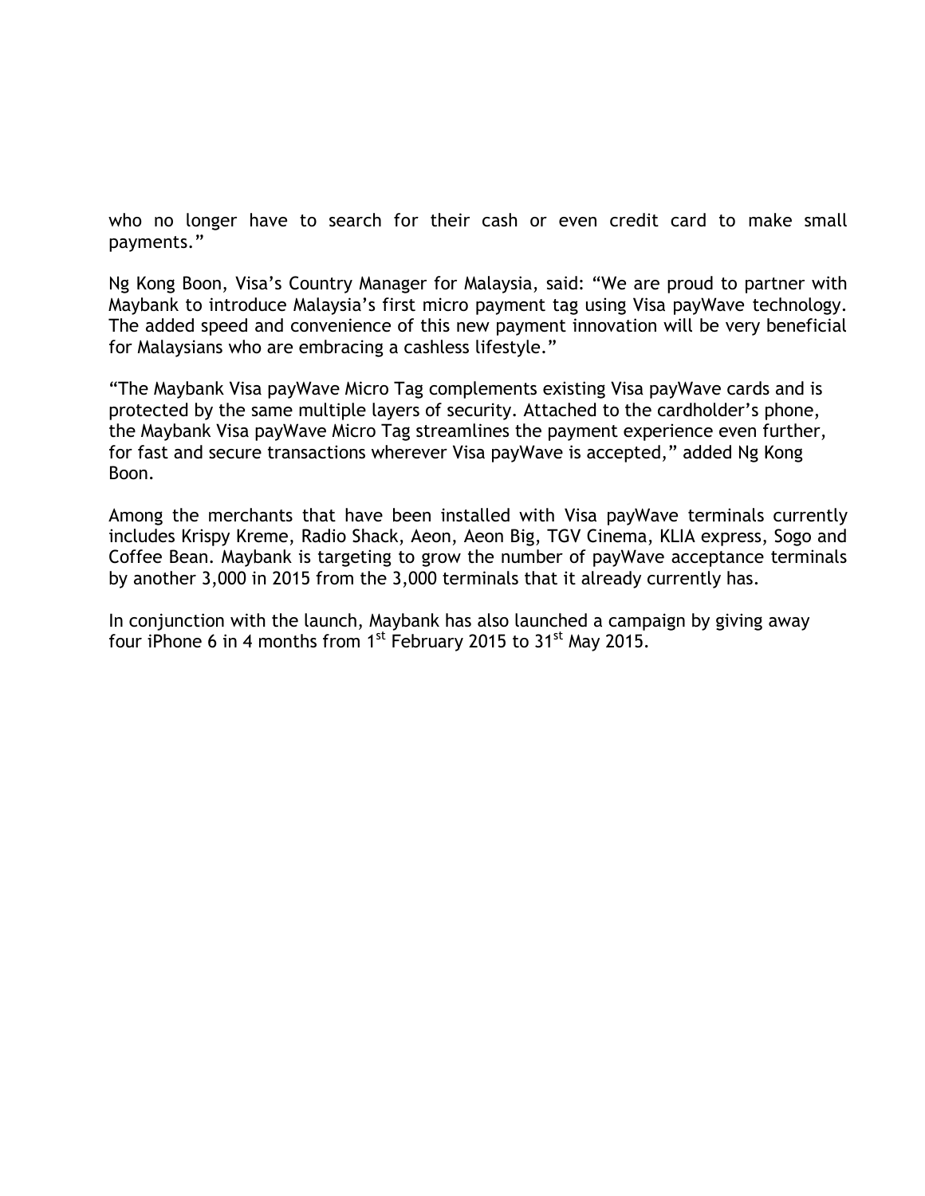who no longer have to search for their cash or even credit card to make small payments."

Ng Kong Boon, Visa's Country Manager for Malaysia, said: "We are proud to partner with Maybank to introduce Malaysia's first micro payment tag using Visa payWave technology. The added speed and convenience of this new payment innovation will be very beneficial for Malaysians who are embracing a cashless lifestyle."

"The Maybank Visa payWave Micro Tag complements existing Visa payWave cards and is protected by the same multiple layers of security. Attached to the cardholder's phone, the Maybank Visa payWave Micro Tag streamlines the payment experience even further, for fast and secure transactions wherever Visa payWave is accepted," added Ng Kong Boon.

Among the merchants that have been installed with Visa payWave terminals currently includes Krispy Kreme, Radio Shack, Aeon, Aeon Big, TGV Cinema, KLIA express, Sogo and Coffee Bean. Maybank is targeting to grow the number of payWave acceptance terminals by another 3,000 in 2015 from the 3,000 terminals that it already currently has.

In conjunction with the launch, Maybank has also launched a campaign by giving away four iPhone 6 in 4 months from 1st February 2015 to 31st May 2015.